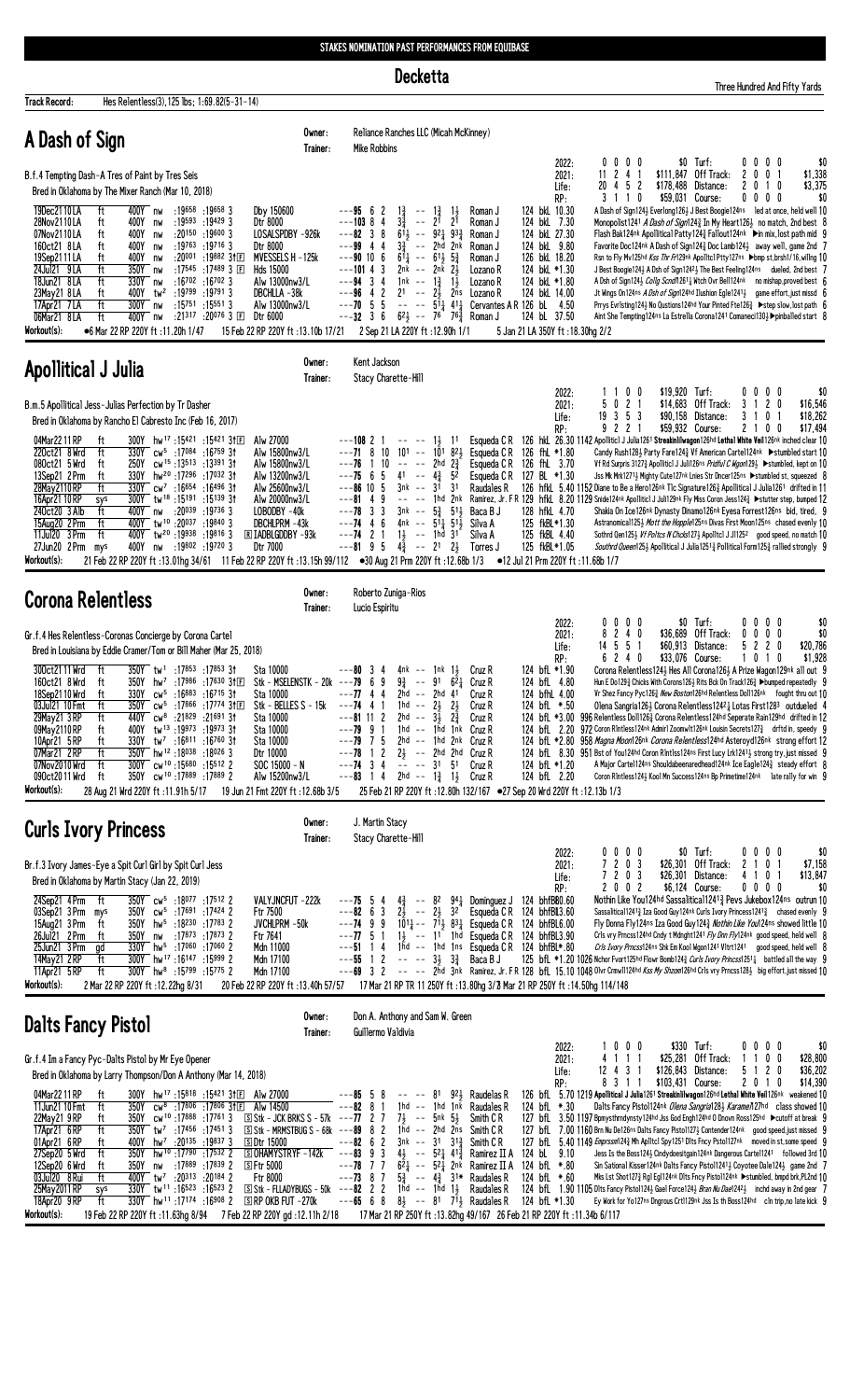STAKES NOMINATION PAST PERFORMANCES FROM EQUIBASE

# Decketta

Three Hundred And Fifty Yards

**Track Record:** Hes Relentless(3),125 lbs; 1:69.82(5-31-14)

## A Dash of Sign

Owner: Reliance Ranches LLC (Micah McKinney)
Trainer: Mike Robbins

B.f.4 Tempting Dash-A Tres of Paint by Tres Seis
Bred in Oklahoma by The Mixer Ranch (Mar 10, 2018)

| | | | | | | |
|---|---|---|---|---|---|---|
| 2022: | 0 0 0 0 | $0 | Turf: | 0 0 0 0 | | $0 |
| 2021: | 11 2 4 1 | $111,847 | Off Track: | 2 0 0 1 | | $1,338 |
| Life: | 20 4 5 2 | $178,488 | Distance: | 2 0 1 0 | | $3,375 |
| RP: | 3 1 1 0 | $59,031 | Course: | 0 0 0 0 | | $0 |

| Date Race | Trk | Dist | Fractions | Race Type | Speed/Running Line | Jockey | Wt/Odds | Comment |
|---|---|---|---|---|---|---|---|---|
| 19Dec2110LA | ft | 400Y nw | :19658 :19658 3 | Dby 150000 | ---95 6 2 1½ -- 1½ 1½ | Roman J | 124 bkL 10.30 | A Dash of Sign124½ Everlong126½ J Besst Boogie124ns led at once, held well 10 |
| 28Nov2110LA | ft | 400Y nw | :19593 :19429 3 | Dtr 8000 | ---103 8 4 3½ -- 2¹ 2¹ | Roman J | 124 bkL 7.30 | Monopollist1241 A Dash of Sign124½ In My Heart126½ no match, 2nd best 8 |
| 07Nov2110LA | ft | 400Y nw | :20150 :19600 3 | LOSALSPDBY -926k | ---82 3 8 6¹½ -- 9²¼ 9³¾ | Roman J | 124 bkL 27.30 | Flash Bak124nk Apollitical Patty124½ Fallout124nk ▶in mix,lost path mid 9 |
| 16Oct21 8LA | ft | 400Y nw | :19763 :19716 3 | Dtr 8000 | ---99 4 4 3½ -- 2hd 2nk | Roman J | 124 bkL 9.80 | Favorite Doc124nk A Dash of Sign124½ Doc Lamb124½ away well, game 2nd 7 |
| 19Sep2111LA | ft | 400Y nw | :20001 :19882 3†Ⓕ | MVESSELS H -125k | ---90 10 6 6¹¼ -- 6¹½ 5¾ | Roman J | 126 bkL 18.20 | Rsn to Fly Mv125hd Kss Thr Fr129nk Apolltcl Ptty127ns ▶bmp st,brsh1/16,willng 10 |
| 24Jul21 9LA | ft | 350Y nw | :17545 :17489 3 Ⓕ | Hds 15000 | ---101 4 3 2nk -- 2nk 2½ | Lozano R | 124 bkL *1.30 | J Best Boogie124½ A Dsh of Sign1242½ The Best Feeling124ns dueled, 2nd best 7 |
| 18Jun21 8LA | ft | 330Y nw | :16702 :16702 3 | Alw 13000nw3/L | ---94 3 4 1nk -- 1½ 1½ | Lozano R | 124 bkL *1.80 | A Dsh of Sign124½ Cotlg Scndl1261¼ Wtch Ovr Bell124nk no mishap,proved best 6 |
| 23May21 8LA | ft | 400Y tw² | :19799 :19791 3 | DBCHLLA -38k | ---96 4 2 2¹ -- 2½ 2ns | Lozano R | 124 bkL 14.00 | Jt Wngs On124ns A Dsh of Sign124hd Illusion Egle1241½ game effort,just missd 6 |
| 17Apr21 7LA | ft | 300Y nw | :15751 :15551 3 | Alw 13000nw3/L | ---70 5 5 -- -- 5¹¼ 4¹½ | Cervantes A R 126 bL | 4.50 | Prrys Evrlsting124¾ No Questions124hd Your Pinted Fte126½ ▶step slow,lost path 6 |
| 06Mar21 8LA | ft | 400Y nw | :21317 :20076 3 Ⓕ | Dtr 6000 | ---32 3 6 6²½ -- 7⁶ 7⁶¾ | Roman J | 124 bL 37.50 | Aint She Tempting124ns La Estrella Corona1241 Comaneci130½ ▶pinballed start 8 |

**Workout(s):** ●6 Mar 22 RP 220Y ft :11.20h 1/47   15 Feb 22 RP 220Y ft :13.10b 17/21   2 Sep 21 LA 220Y ft :12.90h 1/1   5 Jan 21 LA 350Y ft :18.30hg 2/2

## Apollitical J Julia

Owner: Kent Jackson
Trainer: Stacy Charette-Hill

B.m.5 Apollitical Jess-Julias Perfection by Tr Dasher
Bred in Oklahoma by Rancho El Cabresto Inc (Feb 16, 2017)

| | | | | | | |
|---|---|---|---|---|---|---|
| 2022: | 1 1 0 0 | $19,920 | Turf: | 0 0 0 0 | | $0 |
| 2021: | 5 0 2 1 | $14,683 | Off Track: | 3 1 2 0 | | $16,546 |
| Life: | 19 3 5 3 | $90,158 | Distance: | 3 1 1 0 | | $18,262 |
| RP: | 9 2 2 1 | $59,932 | Course: | 2 1 0 0 | | $17,494 |

| Date Race | Trk | Dist | Fractions | Race Type | Speed/Running Line | Jockey | Wt/Odds | Comment |
|---|---|---|---|---|---|---|---|---|
| 04Mar22 11RP | ft | 300Y hw¹⁷ | :15421 :15421 3†Ⓕ | Alw 27000 | ---108 2 1 -- -- 1½ 1¹ | Esqueda C R | 126 hkL 26.30 1142 | Apollitcl J Julia126¹ Streaknlilwagon126hd Lethal White Veil126nk inched clear 10 |
| 22Oct21 8Wrd | ft | 330Y cw⁵ | :17084 :16759 3† | Alw 15800nw3/L | ---71 8 10 10¹ -- 10¹ 6²¼ | Esqueda C R | 126 fhL *1.80 | Candy Rush128½ Party Fare124¾ Vf American Cartel124nk ▶stumbled start 10 |
| 08Oct21 5Wrd | ft | 250Y cw¹⁵ | :13513 :13391 3† | Alw 15800nw3/L | ---76 1 10 -- -- 2hd 2¾ | Esqueda C R | 126 fhL 3.70 | Vf Rd Surprils 3127¾ Apollitcl J Julil26ns Pridful C Wgon129½ ▶stumbled, kept on 10 |
| 13Sep21 2Prm | ft | 330Y hw²⁰ | :17296 :17032 3† | Alw 13200nw3/L | ---75 6 5 4¹ -- 4¾ 5² | Esqueda C R | 127 BL *1.30 | Jss Mk Mrk1271¾ Mighty Cute127nk Lnies Str Dncer125ns ▶stumbled st, squeezed 8 |
| 28May2110RP | ft | 330Y cw⁷ | :16654 :16496 3† | Alw 25600nw3/L | ---86 10 5 3nk -- 3¹ 3¹ | Raudales R | 126 hfkL 5.40 1152 | Diane to Be a Hero126nk Tlc Signature126½ Apollitical J Julia126¹ drifted in 11 |
| 16Apr21 10RP | sys | 300Y tw¹⁸ | :15191 :15139 3† | Alw 20000nw3/L | ---81 4 9 -- -- 1hd 2nk | Ramirez, Jr. F R 129 | hfkL 8.20 1129 | Snide124nk Apollitcl J Juli129nk Fly Mss Coron Jess124½ ▶stutter step, bumped 12 |
| 24Oct20 3Alb | ft | 400Y nw | :20039 :19736 3 | LOBODBY -40k | ---78 3 3 3nk -- 5¾ 5¹½ | Baca B J | 128 hfkL 4.70 | Shakla On Ice126nk Dynasty Dinamo126nk Eyesa Forrest126ns bid, tired, 9 |
| 15Aug20 2Prm | ft | 400Y tw¹⁰ | :20037 :19840 3 | DBCHLPRM -43k | ---74 4 6 4nk -- 5¹¼ 5¹½ | Silva A | 125 fkBL *1.30 | Astronomical125½ Hott the Hopple125ns Divas First Moon125ns chased evenly 10 |
| 11Jun20 3Prm | ft | 400Y tw²⁰ | :19938 :19816 3 | Ⓡ IADBLGDDBY -93k | ---74 2 1 1½ -- 1hd 3¹ | Silva A | 125 fkBL 4.40 | Sothrd Qen125½ Vf Poltcs N Chcks127½ Apolltcl J Jl125² good speed, no match 10 |
| 27Jun20 2Prm | mys | 400Y nw | :19802 :19720 3 | Dtr 7000 | ---81 9 5 4¾ -- 2¹ 2½ | Torres J | 125 fkBL*1.05 | Southrd Queen125½ Apollitcal J Julia1251¾ Pollitical Form125¾ rallied strongly 9 |

**Workout(s):** 21 Feb 22 RP 220Y ft :13.01hg 34/61   11 Feb 22 RP 220Y ft :13.15h 97/112   ●30 Aug 21 Prm 220Y ft :12.68b 1/3   ●12 Jul 21 Prm 220Y ft :11.68b 1/7

## Corona Relentless

Owner: Roberto Zuniga-Rios
Trainer: Lucio Espiritu

Gr.f.4 Hes Relentless-Coronas Concierge by Corona Cartel
Bred in Louisiana by Eddie Cramer/Tom or Bill Maher (Mar 25, 2018)

| | | | | | | |
|---|---|---|---|---|---|---|
| 2022: | 0 0 0 0 | $0 | Turf: | 0 0 0 0 | | $0 |
| 2021: | 8 2 4 0 | $36,689 | Off Track: | 0 0 0 0 | | $0 |
| Life: | 14 5 5 1 | $60,913 | Distance: | 5 2 2 0 | | $20,786 |
| RP: | 6 2 4 0 | $33,076 | Course: | 1 0 1 0 | | $1,928 |

| Date Race | Trk | Dist | Fractions | Race Type | Speed/Running Line | Jockey | Wt/Odds | Comment |
|---|---|---|---|---|---|---|---|---|
| 30Oct21 11Wrd | ft | 350Y tw¹ | :17853 :17853 3† | Sta 10000 | ---80 3 4 4nk -- 1nk 1½ | Cruz R | 124 bfL *1.90 | Corona Relentless124½ Hes All Corona126½ A Prize Wagon129nk all out 9 |
| 16Oct21 8Wrd | ft | 350Y hw⁷ | :17986 :17630 3†Ⓕ | Stk - MSELENSTK - 20k | ---79 6 9 9¾ -- 9¹ 6²¼ | Cruz R | 124 bfL 4.80 | Hun E Do129½ Chicks With Corons126½ Rits Bck On Track126¾ ▶bumped repeatedly 9 |
| 18Sep2110Wrd | ft | 330Y cw⁵ | :16883 :16715 3† | Sta 10000 | ---77 4 4 2hd -- 2hd 4¹ | Cruz R | 124 bfhL 4.00 | Vr Shez Fancy Pyc126¾ New Boston126hd Relentless Doll126nk fought thru out 10 |
| 03Jul21 10Fmt | ft | 350Y cw⁵ | :17866 :17774 3†Ⓕ | Stk - BELLES S - 15k | ---74 4 1 1hd -- 2½ 2½ | Cruz R | 124 bfL *.50 | Olena Sangria126½ Corona Relentless1242¾ Lotas First128³ outdueled 4 |
| 29May21 3RP | ft | 440Y cw⁸ | :21829 :21691 3† | Sta 10000 | ---81 11 2 2hd -- 3½ 2¾ | Cruz R | 124 bfL *3.00 996 | Relentless Doll126¾ Corona Relentless124hd Seperate Rain129hd drifted in 12 |
| 09May2110RP | ft | 400Y tw¹³ | :19973 :19973 3† | Sta 10000 | ---79 9 1 1hd -- 1hd 1nk | Cruz R | 124 bfL 2.20 972 | Coron Rlntless124nk Admirl Zoomwht126nk Louisin Secrets127¾ drftd in, speedy 9 |
| 10Apr21 5RP | ft | 330Y tw⁷ | :16811 :16760 3† | Sta 10000 | ---79 7 5 2hd -- 1hd 2nk | Cruz R | 124 bfL *2.80 958 | Magna Moon126nk Corona Relentless124hd Asteroyd126nk strong effort 12 |
| 07Mar21 2RP | ft | 350Y hw¹² | :18038 :18026 3 | Dtr 10000 | ---78 1 2 2½ -- 2hd 2hd | Cruz R | 124 bfL 8.30 951 | Bst of You124hd Coron Rlntlss124ns First Lucy Lrk1241½ strong try, just missed 9 |
| 07Nov2010Wrd | ft | 300Y cw¹⁰ | :15680 :15512 2 | SOC 15000 - N | ---74 3 4 -- -- 3¹ 5¹ | Cruz R | 124 bfL *1.20 | A Major Cartel124ns Shouldabeenaredhead124nk Ice Eagle124¾ steady effort 8 |
| 09Oct2011Wrd | ft | 350Y cw¹⁰ | :17889 :17889 2 | Alw 15200nw3/L | ---83 1 4 2hd -- 1¾ 1½ | Cruz R | 124 bfL 2.20 | Coron Rlntless124½ Kool Mn Success124ns Bp Primetime124nk late rally for win 9 |

**Workout(s):** 28 Aug 21 Wrd 220Y ft :11.91h 5/17   19 Jun 21 Fmt 220Y ft :12.68b 3/5   25 Feb 21 RP 220Y ft :12.80h 132/167   ●27 Sep 20 Wrd 220Y ft :12.13b 1/3

## Curls Ivory Princess

Owner: J. Martin Stacy
Trainer: Stacy Charette-Hill

Br.f.3 Ivory James-Eye a Spit Curl Girl by Spit Curl Jess
Bred in Oklahoma by Martin Stacy (Jan 22, 2019)

| | | | | | | |
|---|---|---|---|---|---|---|
| 2022: | 0 0 0 0 | $0 | Turf: | 0 0 0 0 | | $0 |
| 2021: | 7 2 0 3 | $26,301 | Off Track: | 2 1 0 1 | | $7,158 |
| Life: | 7 2 0 3 | $26,301 | Distance: | 4 1 0 1 | | $13,847 |
| RP: | 2 0 0 2 | $6,124 | Course: | 0 0 0 0 | | $0 |

| Date Race | Trk | Dist | Fractions | Race Type | Speed/Running Line | Jockey | Wt/Odds | Comment |
|---|---|---|---|---|---|---|---|---|
| 24Sep21 4Prm | ft | 350Y cw⁵ | :18077 :17512 2 | VALYJNCFUT -222k | ---75 5 4 4¾ -- 8² 9⁴¼ | Dominguez J | 124 bhfB80.60 | Nothin Like You124hd Sassalitical1241¾ Pevs Jukebox124ns outrun 10 |
| 03Sep21 3Prm | mys | 350Y cw⁵ | :17691 :17424 2 | Ftr 7500 | ---82 6 3 2½ -- 2½ 3² | Esqueda C R | 124 bhfBL3.60 | Sassaltical1241¾ Iza Good Guy124nk Curls Ivory Princess1241¾ chased evenly 9 |
| 15Aug21 3Prm | ft | 350Y hw⁵ | :18230 :17783 2 | JVCHLPRM -50k | ---74 9 9 10¹½ -- 7¹½ 8³¼ | Esqueda C R | 124 bhfBL6.00 | Fly Donna Fly124ns Iza Good Guy124½ Nothin Like You124ns showed little 10 |
| 26Jul21 2Prm | ft | 350Y nw | :17873 :17873 2 | Ftr 7641 | ---77 5 1 1½ -- 1¹ 1hd | Esqueda C R | 124 bhfBL3.90 | Crls vry Prncss124hd Cndy t Mdnght1241 Fly Dnn Fly124nk good speed, held well 8 |
| 25Jun21 3Prm | gd | 330Y hw⁵ | :17060 :17060 2 | Mdn 11000 | ---51 1 4 1hd -- 1hd 1ns | Esqueda C R | 124 bhfBL*.80 | Crls Ivory Prncss124ns Shk Em Kool Mgon1241 Vlcrt1241 good speed, held well 8 |
| 14May21 2RP | ft | 300Y hw⁷ | :16147 :15999 2 | Mdn 17100 | ---55 1 2 -- -- 3½ 3¾ | Baca B J | 125 bfL *1.20 1026 | Nchor Fvort125hd Flowr Bomb124½ Curls Ivory Princss1251¼ battled all the way 9 |
| 11Apr21 5RP | ft | 300Y hw⁸ | :15799 :15776 2 | Mdn 17100 | ---69 3 2 -- -- 2hd 3nk | Ramirez, Jr. F R 128 | bfL 15.10 1048 | Ovr Cmwll124hd Kss My Shzon126hd Crls vry Prncss128½ big effort,just missed 10 |

**Workout(s):** 2 Mar 22 RP 220Y ft :12.29hg 8/31   20 Feb 22 RP 220Y ft :13.40h 57/57   17 Mar 21 RP TR 11 250Y ft :13.80hg 3/3 Mar 21 RP 250Y ft :14.50hg 114/148

## Dalts Fancy Pistol

Owner: Don A. Anthony and Sam W. Green
Trainer: Guillermo Valdivia

Gr.f.4 Im a Fancy Pyc-Dalts Pistol by Mr Eye Opener
Bred in Oklahoma by Larry Thompson/Don A Anthony (Mar 14, 2018)

| | | | | | | |
|---|---|---|---|---|---|---|
| 2022: | 1 0 0 0 | $330 | Turf: | 0 0 0 0 | | $0 |
| 2021: | 4 1 1 1 | $25,281 | Off Track: | 1 1 0 0 | | $28,800 |
| Life: | 12 4 3 1 | $126,843 | Distance: | 5 1 2 0 | | $36,202 |
| RP: | 8 3 1 1 | $103,431 | Course: | 2 0 1 0 | | $14,390 |

| Date Race | Trk | Dist | Fractions | Race Type | Speed/Running Line | Jockey | Wt/Odds | Comment |
|---|---|---|---|---|---|---|---|---|
| 04Mar22 11RP | ft | 300Y hw¹⁷ | :15818 :15421 3†Ⓕ | Alw 27000 | ---85 5 8 -- -- 8¹ 9²¼ | Raudelas R | 126 bfL 5.70 1219 | Apollitical J Julia126¹ Streaknlilwagon126hd Lethal White Veil126nk weakened 10 |
| 11Jun21 10Fmt | ft | 350Y cw⁸ | :17806 :17806 3†Ⓕ | Alw 14500 | ---82 8 1 1hd -- 1hd 1hd | Raudales R | 124 bfL *.30 | Dalts Fancy Pistol124hd Olena Sangria128¾ Karamel127hd class showed 10 |
| 22May21 9RP | ft | 350Y cw¹⁰ | :17888 :17761 3 | Ⓢ Stk - JCK BRKS S - 57k | ---77 2 7 7½ -- 5nk 5½ | Smith C R | 127 bfL 3.50 1197 | Bpmysthrndynsty124hd Jss God Engh124hd D Dnovn Ross129hd ▶cutoff at break 9 |
| 17Apr21 6RP | ft | 350Y tw⁷ | :17456 :17451 3 | Ⓢ Stk - MRMSTBUG S - 68k | ---89 8 2 1hd -- 2hd 2ns | Smith C R | 127 bfL 7.00 1160 | Brn Nu De126ns Dalts Fancy Pistol127½ Contender124nk good speed,just missed 9 |
| 01Apr21 6RP | ft | 400Y hw⁷ | :20135 :19837 3 | Ⓢ Dtr 15000 | ---82 6 2 3nk -- 3¹ 3¹¾ | Smith C R | 127 bfL 5.40 1149 | Enprssn124¾ Mh Apltcl Spy125¹ Dlts Fncy Pstol127nk moved in st, some speed 9 |
| 27Sep20 5Wrd | ft | 350Y hw¹⁰ | :17790 :17532 2 | Ⓢ OHAMYSTRYF -142k | ---83 9 3 4½ -- 5²¼ 4¹½ | Ramirez II A | 124 bL 9.10 | Jess Is the Boss124½ Cindydoesitgain124nk Dangerous Cartel1241 followed 3rd 10 |
| 12Sep20 6Wrd | ft | 350Y nw | :17889 :17839 2 | Ⓢ Ftr 5000 | ---78 7 7 6²¼ -- 5²¼ 2nk | Ramirez II A | 124 bfL *.80 | Sin Sational Kisser124nk Dalts Fancy Pistol124½ Coyotee Dale124¾ game 2nd 7 |
| 03Jul20 8Rui | ft | 400Y tw⁷ | :20313 :20184 2 | Ftr 8000 | ---73 8 7 5¾ -- 4¾ 3¹* | Raudales R | 124 bfL *.60 | Mis Lst Shot127¾ Rgl Eg124nk Dlts Fncy Pstol124nk ▶stumbled, bmpd brk,PL2nd 10 |
| 25May2011RP | sys | 330Y tw¹¹ | :16523 :16523 2 | Ⓢ Stk - FLLADYBUGS - 50k | ---82 2 2 1hd -- 1hd 1½ | Raudales R | 124 bfL 1.90 1105 | Dlts Fancy Pistol124½ Gael Force124½ Bran Nu Dae124²½ inchd away in 2nd gear 7 |
| 18Apr20 9RP | ft | 330Y hw¹¹ | :17174 :16908 2 | Ⓢ RP OKB FUT -270k | ---65 6 8 8½ -- 8¹ 7¹½ | Raudales R | 124 bfL *1.30 | Ey Work for Yo127ns Dngrous Crtl129nk Jss Is th Boss124hd cln trip,no late kick 9 |

**Workout(s):** 19 Feb 22 RP 220Y ft :11.63hg 8/94   7 Feb 22 RP 220Y gd :12.11h 2/18   17 Mar 21 RP 250Y ft :13.82hg 49/167   26 Feb 21 RP 220Y ft :11.34b 6/117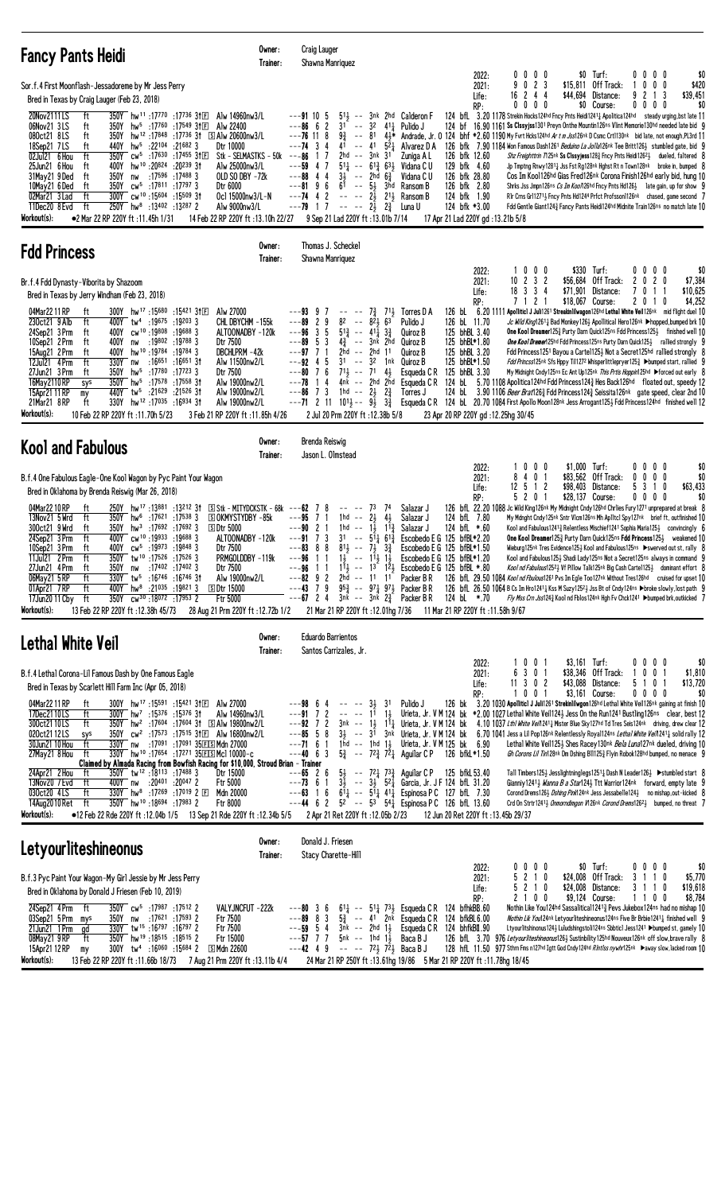## Fancy Pants Heidi

Owner: Craig Lauger
Trainer: Shawna Manriquez

Sor.f.4 First Moonflash-Jessadoreme by Mr Jess Perry
Bred in Texas by Craig Lauger (Feb 23, 2018)

| | | | | | | |
|---|---|---|---|---|---|---|
| 2022: | 0 0 0 0 | $0 | Turf: | 0 0 0 0 | $0 |
| 2021: | 9 0 2 3 | $15,811 | Off Track: | 1 0 0 0 | $420 |
| Life: | 16 2 4 4 | $44,694 | Distance: | 9 2 1 3 | $39,451 |
| RP: | 0 0 0 0 | $0 | Course: | 0 0 0 0 | $0 |

```
20Nov2111LS  ft 350Y hw11 :17770 :17736 3↑F Alw 14960nw3/L  ---91 10 5 5½ -- 3nk 2hd Calderon F 124 bfL 3.20 1178 Strekin Hocks124hd Fncy Pnts Heidi124½ Apollitica124hd steady urging,bst late 11
06Nov21 3LS  ft 350Y hw5 :17760 :17549 3↑F Alw 22400  ---86 6 2 3½ -- 3² 4¼ Pulido J 124 bf 16.90 1161 Ss Clssyjss1301 Preyn Onthe Mountin126ns Vlint Memorie130hd needed late bid 9
08Oct21 8LS  ft 350Y hw12 :17848 :17736 3↑ S Alw 20600nw3/L  ---76 11 8 9¾ -- 8¹ 4½* Andrade, Jr. O 124 bhf *2.60 1190 My Fvrt Hcks124hd Ar t.n Jss126nk D Csmc Crt1130nk bid late, not enough,PL3rd 11
18Sep21 7LS  ft 440Y hw5 :22104 :21682 3 Dtr 10000  ---74 3 4 4¹ -- 4¹ 5²¼ Alvarez D A 126 bfL 7.90 1184 Won Famous Dash1261 Bedaino La Jolla126nk Tee Britt126½ stumbled gate, bid 9
02Jul21 6Hou ft 350Y cw5 :17630 :17455 3↑F Stk - SELMASTKS - 50k ---86 1 7 2hd -- 3nk 3¹ Zuniga A L 126 bfL 12.60 Stic Freightrin 1125nk Ss Clssyjss126¾ Fncy Pnts Heidi126²½ dueled, faltered 8
25Jun21 6Hou ft 400Y hw10 :20824 :20239 3↑ Alw 25000nw3/L  ---59 4 7 5¼ -- 6¹¾ 6³½ Vidana C U 129 bfk 4.60 Jp Tmptng Rnwy1281½ Jss Fst Rg128nk Hghst Rt n Town128nk broke in, bumped 8
31May21 9Ded ft 350Y nw :17596 :17488 3 OLD SD DBY -72k  ---88 4 4 3½ -- 2hd 6¾ Vidana C U 126 bfk 28.80 Cos Im Kool126hd Glas Fred126nk Corona Finish126hd early bid, hung 10
10May21 6Ded ft 350Y cw5 :17811 :17797 3 Dtr 6000  ---81 9 6 6¹ -- 5½ 3hd Ransom B 126 bfk 2.80 Shrks Jss Jmpn126ns Cs Im Kool126hd Fncy Pnts Hd126½ late gain, up for show 9
02Mar21 3Lad ft 300Y cw10 :15604 :15509 3↑ Ocl 15000nw3/L-N  ---74 4 2 -- -- 2½ 2¹½ Ransom B 124 bfk 1.90 Rlr Crns Gr1127¹½ Fncy Pnts Hd124¾ Prfct Profsson126nk chased, game second 7
11Dec20 8Evd ft 250Y hw8 :13402 :13287 2 Alw 9000nw3/L  ---79 1 7 -- -- 2½ 2¾ Luna U 124 bfk *3.00 Fdd Gentle Giant124¾ Fancy Pants Heidi124hd Midnite Train126ns no match late 10
Workout(s): •2 Mar 22 RP 220Y ft :11.45h 1/31 14 Feb 22 RP 220Y ft :13.10h 22/27 9 Sep 21 Lad 220Y ft :13.01b 7/14 17 Apr 21 Lad 220Y gd :13.21b 5/8
```

## Fdd Princess

Owner: Thomas J. Scheckel
Trainer: Shawna Manriquez

Br.f.4 Fdd Dynasty-Viborita by Shazoom
Bred in Texas by Jerry Windham (Feb 23, 2018)

| | | | | | | |
|---|---|---|---|---|---|---|
| 2022: | 1 0 0 0 | $330 | Turf: | 0 0 0 0 | $0 |
| 2021: | 10 2 3 2 | $56,684 | Off Track: | 2 0 2 0 | $7,384 |
| Life: | 18 3 3 4 | $71,901 | Distance: | 7 0 1 1 | $10,625 |
| RP: | 7 1 2 1 | $18,067 | Course: | 2 0 1 0 | $4,252 |

```
04Mar22 11RP  ft 300Y hw17 :15680 :15421 3↑F Alw 27000  ---93 9 7 -- -- 7¾ 7¹½ Torres D A 126 bL 6.20 1111 Apollitcl J Jul1261 Streaknllwagon126hd Lethal White Veil126nk mid flight duel 10
23Oct21 9Alb  ft 400Y tw4 :19675 :19203 3 CHL DBYCHM -155k ---89 2 9 8² -- 8²½ 6³ Pulido J 126 bL 11.70 Jc Wild King126¹½ Bad Monkey126½ Apollitical Hero126nk ▶hopped,bumped brk 10
24Sep21 3Prm  ft 400Y cw10 :19808 :19688 3 ALTOONADBY -120k ---96 3 5 5¼ -- 4¹½ 3¾ Quiroz B 125 bhBL 3.40 One Kool Dreamer125¾ Purty Darn Quick125ns Fdd Princess125½ finished well 10
10Sep21 2Prm  ft 400Y nw :19802 :19788 3 Dtr 7500  ---89 5 3 4¾ -- 3nk 2hd Quiroz B 125 bhBL*1.90 One Kool Dreamer125hd Fdd Princess125ns Purty Darn Quick125½ rallied strongly 9
15Aug21 2Prm  ft 400Y hw10 :19784 :19784 3 DBCHLPRM -42k ---97 7 1 2hd -- 2hd 1¹ Quiroz B 125 bhBL 3.20 Fdd Princess1251 Bayou a Cartel125½ Not a Secret125hd rallied strongly 8
12Jul21 4Prm  ft 330Y nw :16851 :16651 3↑ Alw 11500nw2/L ---92 4 5 3¹ -- 3² 1nk Quiroz B 125 bhBL*1.50 Fdd Princss125nk Sfs Hppy Til1272 Whisperlittleprayer125¾ ▶bumped start, rallied 9
27Jun21 3Prm  ft 350Y hw5 :17780 :17723 3 Dtr 7500  ---80 7 6 7¹½ -- 7¹ 4½ Esqueda C R 125 bhBL 3.30 My Midnight Cndy125ns Ec Ant Up125nk This Prts Hoppin125hd ▶forced out early 8
16May21 10RP  sys 350Y hw5 :17578 :17558 3↑ Alw 19000nw2/L ---78 1 4 4nk -- 2hd 2hd Esqueda C R 124 bL 5.70 1108 Apolitica124hd Fdd Princess124½ Hes Back126hd floated out, speedy 12
15Apr21 11RP  my 440Y tw5 :21629 :21526 3↑ Alw 19000nw2/L ---86 7 3 1hd -- 2½ 2¾ Torres J 124 bL 3.90 1106 Beer Brat126¾ Fdd Princess124¾ Seissita126nk gate speed, clear 2nd 10
21Mar21 8RP   ft 330Y hw12 :17035 :16934 3↑ Alw 19000nw2/L ---71 2 11 10¹½ -- 9½ 3¾ Esqueda C R 124 bL 20.70 1084 First Apollo Moon128nk Jess Arrogant125½ Fdd Princess124hd finished well 12
Workout(s): 10 Feb 22 RP 220Y ft :11.70h 5/23 3 Feb 21 RP 220Y ft :11.85h 4/26 2 Jul 20 Prm 220Y ft :12.38b 5/8 23 Apr 20 RP 220Y gd :12.25hg 30/45
```

## Kool and Fabulous

Owner: Brenda Reiswig
Trainer: Jason L. Olmstead

B.f.4 One Fabulous Eagle-One Kool Wagon by Pyc Paint Your Wagon
Bred in Oklahoma by Brenda Reiswig (Mar 26, 2018)

| | | | | | | |
|---|---|---|---|---|---|---|
| 2022: | 1 0 0 0 | $1,000 | Turf: | 0 0 0 0 | $0 |
| 2021: | 8 4 0 1 | $83,562 | Off Track: | 0 0 0 0 | $0 |
| Life: | 12 5 1 2 | $98,403 | Distance: | 5 3 1 0 | $63,433 |
| RP: | 5 2 0 1 | $28,137 | Course: | 0 0 0 0 | $0 |

```
04Mar22 10RP  ft 250Y hw17 :13881 :13212 3↑ S Stk - MITYDCKSTK - 68k ---62 7 8 -- -- 7³ 7⁴ Salazar J 126 bfL 22.20 1088 Jc Wild King126nk My Midnight Cndy126hd Chrlies Fury1271 unprepared at break 8
13Nov21 5Wrd  ft 350Y hw6 :17621 :17538 3 S OKMYSTYDBY -85k ---95 7 1 1hd -- 2½ 4½ Salazar J 124 bfL 7.80 My Mdnght Cndy125nk Sntr Vlcns126ns Mh Aplltcl Spy127nk brief ft, outfinished 10
30Oct21 9Wrd  ft 350Y hw3 :17692 :17692 3 S Dtr 5000 ---90 2 1 1hd -- 1½ 1¹¾ Salazar J 124 bfL *.60 Kool and Fabulous1241¾ Relentless Mischief1241 Sophia Maria125½ convincingly 6
24Sep21 3Prm  ft 400Y cw10 :19808 :19688 3 ALTOONADBY -120k ---91 7 3 3¹ -- 5¹½ 6¹¾ Escobedo E G 125 bfBL*2.20 One Kool Dreamer125¾ Purty Darn Quick125ns Fdd Princess125½ weakened 10
10Sep21 3Prm  ft 400Y cw5 :19973 :19848 3 Dtr 7500 ---83 8 8 8¹½ -- 7½ 3¾ Escobedo E G 125 bfBL*1.50 Wieburg125nk Tres Evidence125¾ Kool and Fabulous125ns ▶swerved out st, rally 8
11Jul21 2Prm  ft 350Y tw10 :17526 :17526 3 PRMGOLDDBY -119k ---96 1 1 1½ -- 1¹½ 1½ Escobedo E G 125 bfBL*1.50 Kool and Fabulous125½ Shadl Lady125ns Not a Secret125ns always in command 9
27Jun21 4Prm  ft 350Y nw :17402 :17402 3 Dtr 7500 ---96 1 1 1¹½ -- 1³ 1²½ Escobedo E G 125 bfBL *.80 Kool nd Fbulous125²½ Vf Pillow Talk125nk Big Cash Cartel125½ dominant effort 8
06May21 5RP   ft 330Y tw5 :16746 :16746 3↑ Alw 19000nw2/L ---82 9 2 2hd -- 1¹ 1¹ Packer B R 126 bfL 29.50 1084 Kool nd Fbulous1261 Pvs Im Egle Too127nk Without Tres126hd cruised for upset 10
01Apr21 7RP   ft 400Y hw8 :21035 :19821 3 S Ftr 15000 ---43 7 9 9⁵¾ -- 9⁷½ 9⁷½ Packer B R 126 bfL 26.50 1064 B Cs Im Hro1241½ Kss M Suzy125²½ Jss Bt of Cndy124ns ▶broke slowly,lost path 9
17Jun20 11Cby ft 350Y cw30 :18072 :17953 2 Ftr 5000 ---67 2 4 3nk -- 3nk 2¾ Packer B R 124 bL *.70 Fly Mss Crn Jss124¾ Kool nd Fblos124nk Hgh Fv Chck1241 ▶bumped brk,outkicked 7
Workout(s): 13 Feb 22 RP 220Y ft :12.38h 45/73 28 Aug 21 Prm 220Y ft :12.72b 1/2 21 Mar 21 RP 220Y ft :12.01hg 7/36 11 Mar 21 RP 220Y ft :11.58h 9/67
```

## Lethal White Veil

Owner: Eduardo Barrientos
Trainer: Santos Carrizales, Jr.

B.f.4 Lethal Corona-Lil Famous Dash by One Famous Eagle
Bred in Texas by Scarlett Hill Farm Inc (Apr 05, 2018)

| | | | | | | |
|---|---|---|---|---|---|---|
| 2022: | 1 0 0 1 | $3,161 | Turf: | 0 0 0 0 | $0 |
| 2021: | 6 3 0 1 | $38,346 | Off Track: | 1 0 0 1 | $1,810 |
| Life: | 11 3 0 2 | $43,088 | Distance: | 5 1 0 1 | $13,720 |
| RP: | 1 0 0 1 | $3,161 | Course: | 0 0 0 0 | $0 |

```
04Mar22 11RP  ft 300Y hw17 :15591 :15421 3↑F Alw 27000 ---98 6 4 -- -- 3½ 3¹ Pulido J 126 bk 3.20 1030 Apollitcl J Jul1261 Streknllwgon126hd Lethal White Veil126nk gaining at finish 10
17Dec21 10LS  ft 300Y hw7 :15376 :15376 3↑ Alw 19460nw2/L ---91 7 2 -- -- 1¹ 1½ Urieta, Jr. V M 124 bk *2.00 1027 Lethal White Veil124½ Jess On the Run1241 Bustling124ns clear, best 12
30Oct21 10LS  ft 350Y hw2 :17604 :17604 3↑ S Alw 19800nw2/L ---92 7 2 3nk -- 1½ 1¹¾ Urieta, Jr. V M 124 bk 4.10 1037 Lthl Wht Veil1241¾ Mister Blue Sky127hd Td Tres Seis124nk driving, drew clear 12
02Oct21 12LS  sys 350Y cw2 :17573 :17515 3↑F Alw 16800nw2/L ---85 5 8 3½ -- 3¹ 3nk Urieta, Jr. V M 124 bk 6.70 1041 Jess a Lil Pop126nk Relentlessly Royal124nk Lethal White Veil124½ solid rally 12
30Jun21 10Hou ft 330Y nw :17091 :17091 35F S Mdn 27000 ---71 6 1 1hd -- 1hd 1½ Urieta, Jr. V M 125 bk 6.90 Lethal White Veil125½ Shes Racey130nk Bela Luna127nk dueled, driving 10
27May21 8Hou  ft 330Y hw10 :17654 :17271 35F S Mcl 10000-c ---40 6 3 5¾ -- 7²¾ 7²¼ Aguilar C P 126 bfkL*1.50 Gh Corons Lil Tin128nk Dm Dshing Bl1125½ Flyin Robok128hd bumped, no menace 9
Claimed by Almada Racing from Bowfish Racing for $10,000, Stroud Brian - Trainer
24Apr21 2Hou  ft 350Y tw12 :18113 :17488 3 Dtr 15000 ---65 2 6 5½ -- 7²¼ 7³¾ Aguilar C P 125 bfkL 53.40 Talll Tmbers125½ Jesslightninglegs125¹½ Dash N Leader126½ ▶stumbled start 8
13Nov20 7Evd ft 400Y nw :20401 :20047 2 Ftr 5000 ---73 6 1 3½ -- 3½ 5²¼ Garcia, Jr. J F 124 bfL 31.20 Gianniy124¹½ Wanna B a Star124¾ Ttt Warrior124nk forward, empty late 9
03Oct20 4LS   ft 330Y hw8 :17269 :17019 2 F Mdn 20000 ---63 1 6 6¹¼ -- 5¹¼ 4¹¼ Espinosa P C 127 bfL 7.30 Corond Drems126½ Dshing Fire124nk Jess Jessabelle124½ no mishap,out-kicked 8
14Aug20 10Ret ft 350Y hw10 :18694 :17983 2 Ftr 8000 ---44 6 2 5² -- 5³ 5⁴¼ Espinosa P C 126 bfL 13.60 Crd On Strtr1241½ Onmorndrgon V126nk Corond Drems126²½ bumped, no threat 7
Workout(s): •12 Feb 22 Rde 220Y ft :12.04b 1/5 13 Sep 21 Rde 220Y ft :12.34b 5/5 2 Apr 21 Ret 220Y ft :12.05b 2/23 12 Jun 20 Ret 220Y ft :13.45b 29/37
```

## Letyourliteshineonus

Owner: Donald J. Friesen
Trainer: Stacy Charette-Hill

B.f.3 Pyc Paint Your Wagon-My Girl Jessie by Mr Jess Perry
Bred in Oklahoma by Donald J Friesen (Feb 10, 2019)

| | | | | | | |
|---|---|---|---|---|---|---|
| 2022: | 0 0 0 0 | $0 | Turf: | 0 0 0 0 | $0 |
| 2021: | 5 2 1 0 | $24,008 | Off Track: | 3 1 1 0 | $5,770 |
| Life: | 5 2 1 0 | $24,008 | Distance: | 3 1 1 0 | $19,618 |
| RP: | 2 1 0 0 | $9,124 | Course: | 1 1 0 0 | $8,784 |

```
24Sep21 4Prm ft 350Y cw5 :17987 :17512 2 VALYJNCFUT -222k ---80 3 6 6¹¼ -- 5¹¼ 7³½ Esqueda C R 124 bfhkBB.60 Nothin Like You124hd Sassalitical124¹½ Pevs Jukebox124ns had no mishap 10
03Sep21 5Prm mys 350Y nw :17621 :17593 2 Ftr 7500 ---89 8 3 5¾ -- 4¹ 2nk Esqueda C R 124 bfkBL6.00 Nothin Lik You124nk Letyourliteshineonus124ns Five Br Brbie124¹½ finished well 9
21Jun21 1Prm gd 330Y tw15 :16797 :16797 2 Ftr 7500 ---59 5 4 3nk -- 2hd 1½ Esqueda C R 124 bfhkBL90 Ltyourlitshinonus124½ Luludshingstolil124ns Sbbticl Jess1241 ▶bumped st, gamely 10
08May21 9RP ft 350Y hw19 :18515 :18515 2 Ftr 7500 ---57 7 7 5nk -- 1hd 1½ Baca B J 126 bfL 3.70 976 Letyourliteshineonus126½ Sustinbility125hd Nouveux126nk off slow,brave rally 8
15Apr21 12RP my 300Y tw4 :16060 :15684 2 S Mdn 22600 ---42 4 9 -- -- 7²¼ 7²½ Baca B J 128 hfL 11.50 977 Sthm Fms n127hd Igtt God Cndy124hd R lntlss nywhr125nk ▶away slow,lacked room 10
Workout(s): 13 Feb 22 RP 220Y ft :11.66b 18/73 7 Aug 21 Prm 220Y ft :13.11b 4/4 24 Mar 21 RP 250Y ft :13.61bg 19/86 5 Mar 21 RP 220Y ft :11.78hg 18/45
```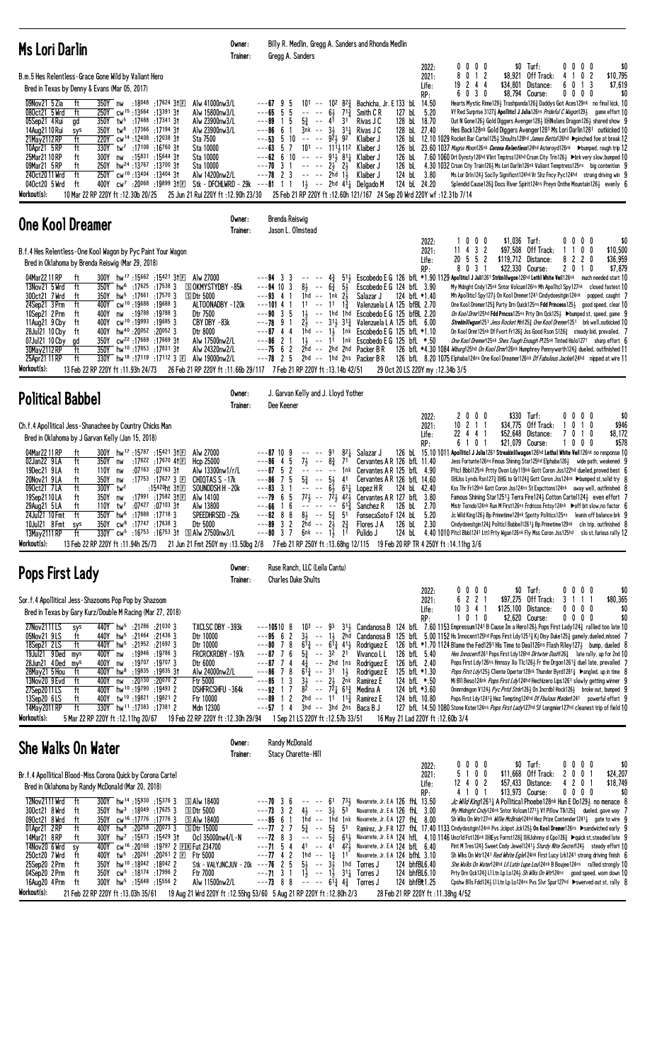## Ms Lori Darlin

Owner: Billy R. Medlin, Gregg A. Sanders and Rhonda Medlin
Trainer: Gregg A. Sanders

B.m.5 Hes Relentless-Grace Gone Wild by Valiant Hero
Bred in Texas by Denny & Evans (Mar 05, 2017)

| | | | | | | | | |
|---|---|---|---|---|---|---|---|---|
| 2022: | 0 0 0 0 | $0 | Turf: | 0 0 0 0 | $0 |
| 2021: | 8 0 1 2 | $8,921 | Off Track: | 4 1 0 2 | $10,795 |
| Life: | 19 2 4 4 | $34,801 | Distance: | 6 0 1 3 | $7,619 |
| RP: | 6 0 3 0 | $8,794 | Course: | 0 0 0 0 | $0 |

```
09Nov21 5 Zia   ft  350Y nw  :18048 :17624 31E  Alw 41000nw3/L   ---67 9 5  101 --  102 823  Bachicha, Jr. E 133 bL 14.50  Hearts Mystic Rime1293 Trashpanda1263 Daddys Got Aces129nk no final kick, 10
08Oct21 5 Wrd   ft  250Y cw15 :13664 :13391 3t  Alw 15800nw3/L   ---65 5 5  -- --  63  713  Smith C R    127 bL  5.20  Vf Red Surprise 3127 Apollitic J Julia126ns Prideful C Wagon1293  game effort 10
05Sep21 4 Rui   gd  350Y tw5 :17488 :17341 3t  Alw 23900nw3/L   ---89 1 5  53 --  41  31   Rivas J C    128 bL 18.70  Out N Gone1263 Gold Diggers Avenger1283 Nolans Dragon1263 shared show 9
14Aug21 10 Rui  sys 350Y tw8 :17366 :17194 3t  Alw 23900nw3/L   ---86 6 1  3nk -- 33  313  Rivas J C    128 bL 27.40  Hes Back128nk Gold Diggers Avenger1281 Ms Lori Darlin1281 outkicked 10
21May21 12 RP   ft  220Y cw14 :12408 :12038 3t  Sta 7500         ---53 5 10 -- --  923 92   Klaiber J    126 bL 12.10 1029 Rocket Bar Cartel1253 Shoults128hd James Bettal26hd pinched foe at break 12
10Apr21 5 RP    ft  330Y tw7 :17108 :16760 3t  Sta 10000        ---63 5 7  101 --  1113 112  Klaiber J    126 bL 23.60 1037 Magna Moon126nk Corona Relentless124hd Asteroyd126nk bumped, rough trip 12
25Mar21 10 RP   ft  300Y nw  :15831 :15644 3t  Sta 10000        ---62 6 10 -- --  913 813  Klaiber J    126 bL  7.60 1060 Drt Dynsty126hd Vlint Tmptrss124hd Crson Cty Trn1261 brk very slow,bumped 10
09Mar21 5 RP    ft  250Y hw24 :13767 :13700 3t  Sta 10000        ---70 3 1  -- --  23  23   Klaiber J    126 bL  4.30 1032 Crson Cty Train1263 Ms Lori Darlin126ns Valiant Temptress125ns big contention 9
24Oct20 11 Wrd  ft  250Y cw10 :13404 :13404 3t  Alw 14200nw2/L   ---78 2 3  -- --  2hd 13   Klaiber J    124 bL  3.80  Ms Lor Drln1243 Soclly Significnt124hd Vr Shz Fncy Pyc124hd strong driving win 9
04Oct20 5 Wrd   ft  400Y cw7 :20068 :19899 31E  Stk - DFCHLWRD - 29k ---81 1 1  13 --  2hd 413 Delgado M    124 bL 24.20  Splendid Cause1263 Docs River Spirit124ns Preyn Onthe Mountain1263 evenly 6
```

Workout(s): 10 Mar 22 RP 220Y ft :12.30b 20/25  25 Jun 21 Rui 220Y ft :12.90h 23/30  25 Feb 21 RP 220Y ft :12.60h 121/167  24 Sep 20 Wrd 220Y wf :12.31b 7/14

## One Kool Dreamer

Owner: Brenda Reiswig
Trainer: Jason L. Olmstead

B.f.4 Hes Relentless-One Kool Wagon by Pyc Paint Your Wagon
Bred in Oklahoma by Brenda Reiswig (Mar 29, 2018)

| | | | | | | | | |
|---|---|---|---|---|---|---|---|---|
| 2022: | 1 0 0 0 | $1,036 | Turf: | 0 0 0 0 | $0 |
| 2021: | 11 4 3 2 | $97,508 | Off Track: | 1 1 0 0 | $10,500 |
| Life: | 20 5 5 2 | $119,712 | Distance: | 8 2 2 0 | $36,959 |
| RP: | 8 0 3 1 | $22,330 | Course: | 2 0 1 0 | $7,879 |

```
04Mar22 11 RP   ft  300Y hw17 :15662 :15421 31E  Alw 27000         ---94 3 3  -- --  43  513  Escobedo E G 126 bfL *1.90 1129 Apollticl J Juli1261 Strknllwgon126hd Lethl White Yell126nk much needed start 10
13Nov21 5 Wrd   ft  350Y hw6 :17625 :17538 3  S OKMYSTYDBY -85k  ---94 10 3 83 --  63  53   Escobedo E G 124 bfL  3.90  My Mdnght Cndy125nk Sntor Volcum126ns Mh Apolltcl Spy127nk closed fastest 10
30Oct21 7 Wrd   ft  350Y hw5 :17661 :17570 3  S Dtr 5000          ---93 4 1  1hd -- 1nk 23   Salazar J    124 bfL *1.40  Mh Apollticl Spy1273 On Kool Dremer1241 Cindydoesitgin124nk popped, caught 7
24Sep21 3 Prm   ft  400Y cw10 :19688 :19688 3  ALTOONADBY -120k   ---101 4 1 11 --  11  13   Valenzuela L A 125 bfBL 2.70  One Kool Dremer1253 Purty Drn Quick125ns Fdd Princess1253 good speed, clear 10
10Sep21 2 Prm   ft  400Y nw  :19788 :19788 3  Dtr 7500            ---90 3 5  13 --  1hd 1hd  Escobedo E G 125 bfBL 2.20  On Kool Drmr125hd Fdd Prncss125ns Prty Drn Qck1253 bumped st, speed, game 9
11Aug21 9 Cby   ft  400Y cw10 :19993 :19685 3  CBY DBY -83k       ---78 9 1  23 --  313 313  Valenzuela L A 125 bfBL 6.00  Streknllwgon1251 Jess Rocket Mn1253 One Kool Dremer1251 brk well,outkicked 10
28Jul21 10 Cby  ft  400Y hw40 :20052 :20052 3  Dtr 8000            ---87 4 4  1hd -- 13  1nk  Escobedo E G 125 bfL *1.10  On Kool Drmr125nk Df Fvort Fr1263 Jss Good Rson S1263 steady bid, prevailed, 7
07Jul21 10 Cby  gd  350Y cw22 :17669 :17669 3t Alw 17500nw2/L      ---86 2 1  13 --  11  1nk  Escobedo E G 125 bfL *.50  One Kool Dremer125nk Shes Tough Enough P125nk Tinted Halo1271 sharp effort 6
30May21 12 RP   ft  350Y hw10 :17853 :17831 3t Alw 24320nw2/L      ---75 6 2  2hd -- 2hd 2hd  Packer B R   126 bfL *4.30 1084 Wburg125hd On Kool Drmr126nk Humphrey Pennyworth1243 dueled, outfinished 11
25Apr21 11 RP   ft  330Y hw18 :17119 :17112 3 E Alw 19000nw2/L      ---78 2 5  2hd -- 1hd 2ns  Packer B R   126 bfL  8.20 1075 Elphaba124ns One Kool Dreamer126nk Df Fabulous Jackie124hd nipped at wire 11
```

Workout(s): 13 Feb 22 RP 220Y ft :11.93h 24/73  26 Feb 21 RP 220Y ft :11.66b 29/117  7 Feb 21 RP 220Y ft :13.14b 42/51  29 Oct 20 LS 220Y my :12.34b 3/5

## Political Babbel

Owner: J. Garvan Kelly and J. Lloyd Yother
Trainer: Dee Keener

Ch.f.4 Apollitical Jess-Shanachee by Country Chicks Man
Bred in Oklahoma by J Garvan Kelly (Jan 15, 2018)

| | | | | | | | | |
|---|---|---|---|---|---|---|---|---|
| 2022: | 2 0 0 0 | $330 | Turf: | 0 0 0 0 | $0 |
| 2021: | 10 2 1 1 | $34,775 | Off Track: | 1 0 1 0 | $946 |
| Life: | 22 4 4 1 | $52,648 | Distance: | 7 0 1 0 | $8,172 |
| RP: | 6 1 0 1 | $21,079 | Course: | 1 0 0 0 | $578 |

```
04Mar22 11 RP   ft  300Y hw17 :15787 :15421 31E  Alw 27000          ---87 10 9 -- --  91  823  Salazar J    126 bL 15.10 1011 Apollticl J Julia1261 Streaknlilwagon126hd Lethal White Yell126nk no response 10
02Jan22 9 LA    ft  350Y nw  :17822 :17670 41E  Hcp 25000           ---86 4 5  73 --  83  71   Cervantes A R 126 bfL 11.40  Jess Fortune126ns Fnous Shining Star125hd Elphaba1263 wide path, weakened 9
19Dec21 5 LA    ft  110Y nw  :07163 :07163 3t  Alw 13300nw1/r/L    ---87 5 2  -- --  --  1nk  Cervantes A R 125 bfL  4.90  Pltcl Bbbl125nk Prttyy Dvon Ldy119nk Gott Coron Jss122hd dueled,proved best 6
20Nov21 9 LA    ft  350Y nw  :17753 :17627 3 E  CHIQTAS S -17k      ---86 7 5  53 --  53  41   Cervantes A R 126 bfL 14.60  Hs Lss Fyshs1273 to Gr1126 Gott Coron Jss124nk bumped st,solid try 8
09Oct21 7 LA    ft  300Y tw2 :15420ht 31E SOUNDDSH H -20k      ---83 3 1  -- --  63  613  Lopez H R    124 bL 42.40  Kss Thr Fr129nk Gott Coron Jss124ns St Expcttons124nk away well, outfinished 8
19Sep21 10 LA   ft  350Y nw  :17991 :17582 31E  Alw 14100           ---79 6 5  23 --  723 423  Cervantes A R 127 bfL  3.80  Famous Shining Star1251 Terra Fire1243 Cotton Cartel1243 even effort 7
29Aug21 5 LA    ft  110Y tw7 :07427 :07103 3t  Alw 13800           ---66 1 6  -- --  --  613  Sanchez R    126 bfL  2.70  Mistr Torndo124nk Run M Frst126ns Frdncos Fntsy124nk off bit slow,no factor 6
24Jul21 10 Fmt  ft  350Y hw6 :17888 :17718 3  SPEEDHRSED -25k    ---82 8 8  83 --  53  51   FonsecaSoto F 124 bL  5.20  Jc Wld King1263 Bp Primetime128nk Spotty Politics125ns leanin off balance brk 9
10Jul21 8 Fmt   sys 350Y cw8 :17747 :17638 3  Dtr 5000            ---89 3 2  2hd -- 23  23   Flores J A   126 bL  2.30  Cindydoesitgin1243 Politicl Babbel12613 Bp Primetime129nk cln trip, outfinished 8
13May21 11 RP   ft  330Y cw5 :16753 :16753 31  S Alw 27500nw3/L     ---80 3 7  6nk -- 13  11   Pulido J     124 bL  4.40 1010 Pltcl Bbbl1241 Lttl Prty Wgon126nk Fly Mss Coron Jss125hd slo st,furious rally 12
```

Workout(s): 13 Feb 22 RP 220Y ft :11.94h 25/73  21 Jun 21 Fmt 250Y my :13.50bg 2/8  7 Feb 21 RP 250Y ft :13.68hg 12/115  19 Feb 20 RP TR 4 250Y ft :14.11hg 3/6

## Pops First Lady

Owner: Ruse Ranch, LLC (Leila Cantu)
Trainer: Charles Duke Shults

Sor.f.4 Apollitical Jess-Shazooms Pop Pop by Shazoom
Bred in Texas by Gary Kurz/Double M Racing (Mar 27, 2018)

| | | | | | | | | |
|---|---|---|---|---|---|---|---|---|
| 2022: | 0 0 0 0 | $0 | Turf: | 0 0 0 0 | $0 |
| 2021: | 6 2 2 1 | $97,275 | Off Track: | 3 1 1 1 | $80,365 |
| Life: | 10 3 4 1 | $125,100 | Distance: | 0 0 0 0 | $0 |
| RP: | 1 0 1 0 | $2,620 | Course: | 0 0 0 0 | $0 |

```
27Nov21 11 LS   sys 440Y hw5 :21286 :21030 3  TXCLSC DBY -393k   ---105 10 8 103 -- 93  313  Candanosa B 124 bfL  7.60 1153 Empressum1241 B Cause Im a Hero1263 Pops First Lady1243 rallied too late 10
05Nov21 9 LS    ft  440Y hw5 :21464 :21436 3  Dtr 10000           ---95 6 2  33 --  13  2hd  Candanosa B 125 bfL  5.00 1152 Hs Innocent1270hd Pops Frst Ldy12513 Kj Dsy Duke1253 gamely,dueled,missed 7
18Sep21 2 LS    ft  440Y hw5 :21952 :21692 3  Dtr 10000           ---80 7 8  613 -- 613 413  Rodriguez E 126 bfL *1.70 1124 Blame the Fed1291 His Time to Deal126ns Flash Riley1273 bump, dueled 8
19Jul21 9 Ded   mys 400Y nw  :19946 :19786 3  FRCRCKRDBY -197k   ---87 7 6  53 --  32  21   Vivanco L L  126 bfL  5.40  Hes Innocent1261 Pops First Lady126hd Dirtwter Dash1263 late rally, up for 2nd 10
28Jun21 4 Ded   mys 400Y nw  :19707 :19707 3  Dtr 6000            ---87 7 4  43 --  2hd 1ns  Rodriguez E 126 bfL  2.40  Pops First Ldy126ns Hnnssy Xo Tlc1263 Fr the Drgon12613 duel late, prevailed 7
28May21 5 Hou   ft  400Y hw8 :19835 :19835 3t Alw 24000nw2/L     ---86 7 8  613 -- 31  13   Rodriguez E 125 bfL *1.30  Pops Frst Ldy1253 Cliente Oportor128nk Thunder Byrd12813 angled, up in time 8
13Nov20 9 Evd   ft  400Y nw  :20130 :20070 2  Ftr 5000            ---85 1 3  33 --  23  2nk  Ramirez E   124 bfL  *.50  Mi Bll Beso124nk Pops Frst Ldy124hd Hechizero Lips1261 slowly getting winner 9
27Sep20 11 LS   ft  400Y hw10 :19790 :19493 2  DSHFRCSHFU -364k   ---92 1 7  82 --  723 613 Medina A     124 bfL *3.60  Onmrndngon V1243 Pyc Pntd Strkr1263 On Incrdbl Hock1263 broke out, bumped 9
13Sep20 6 LS    ft  400Y tw10 :19821 :19821 2  Ftr 10000           ---89 1 2  2hd -- 11  113 Ramirez E    124 bfL 10.80  Pops First Ldy12413 Hez Tempting124hd Df Fbulous Maiden1241 powerful effort 9
14May21 11 RP   ft  330Y hw11 :17383 :17381 2  Mdn 12300           ---57 1 4  3hd -- 3hd 2ns  Baca B J     127 bfL 14.50 1080 Stone Kster124ns Pops First Lady127hd Sf Longmier127hd cleanest trip of field 10
```

Workout(s): 5 Mar 22 RP 220Y ft :12.11hg 20/67  19 Feb 22 RP 220Y ft :12.30h 29/94  1 Sep 21 LS 220Y ft :12.57b 33/51  16 May 21 Lad 220Y ft :12.60b 3/4

## She Walks On Water

Owner: Randy McDonald
Trainer: Stacy Charette-Hill

Br.f.4 Apollitical Blood-Miss Corona Quick by Corona Cartel
Bred in Oklahoma by Randy McDonald (Mar 20, 2018)

| | | | | | | | | |
|---|---|---|---|---|---|---|---|---|
| 2022: | 0 0 0 0 | $0 | Turf: | 0 0 0 0 | $0 |
| 2021: | 5 1 0 0 | $11,668 | Off Track: | 2 0 0 1 | $24,207 |
| Life: | 12 4 0 2 | $57,433 | Distance: | 4 2 0 1 | $18,749 |
| RP: | 4 1 0 1 | $13,973 | Course: | 0 0 0 0 | $0 |

```
12Nov21 11 Wrd  ft  300Y hw14 :15930 :15376 3  S Alw 18400          ---70 3 6  -- --  61  733  Navarrete, Jr. E A 126 fhL 13.50  Jc Wild King12613 A Political Phoebe128nk Hun E Do1293 no menace 8
30Oct21 8 Wrd   ft  350Y hw3 :18049 :17625 3  S Dtr 5000           ---73 3 2  43 --  33  53   Navarrete, Jr. E A 126 fhL  3.00  My Midnight Cndy124nk Sntor Volcum12713 Vf Pillow Tlk1253 dueled, gave way 7
09Oct21 8 Wrd   ft  350Y cw16 :17776 :17776 3  S Alw 18400          ---85 6 1  1hd -- 1hd 1nk  Navarrete, Jr. E A 127 fhL  8.00  Sh Wlks On Wtr127nk Millie McBride124hd Hez Prize Contender12413 gate to wire 9
01Apr21 2 RP    ft  400Y hw8 :20258 :20073 3  S Dtr 15000          ---77 2 7  53 --  53  51   Ramirez, Jr. F R 127 fhL 17.40 1133 Cndydositgin124nk Pvs Jckpot Jck1253 On Kool Dremer126ns sandwiched early 9
14Mar21 8 RP    ft  300Y tw7 :15673 :15429 3t Ocl 35000nw4/L-N    ---72 8 3  -- --  53  613  Navarrete, Jr. E A 126 fhL  4.10 1146 Uncrld Fst126ns Keys Forrst1283 Johnny d Cpo1263 quick st,steadied late 9
14Nov20 6 Wrd   sy  400Y cw16 :20168 :19797 2 E E Fut 234700       ---71 5 4  41 --  41  423  Navarrete, Jr. E A 124 fhL  6.40  Pint M Tres1243 Sweet Cndy Jewel12413 Sturdy Nite Secret1243 steady effort 10
25Oct20 7 Wrd   ft  400Y tw5 :20261 :20261 2 E  Ftr 5000             ---77 4 2  1hd -- 13  11   Navarrete, Jr. E A 124 fhL  3.10  Sh Wlks On Wtr1241 Red White Eglel24nk First Lucy Lrk1241 strong driving finish 6
25Sep20 2 Prm   ft  350Y hw10 :18042 :18042 2  Stk - VALYJNCJUV - 20k ---76 2 5  53 --  33  1hd  Torres J  124 bhfBL6.40  She Walks On Water124hd Lil Latin Lupe Lou124nk B Boujee124ns rallied strongly 10
04Sep20 2 Prm   ft  350Y cw5 :18174 :17996 2  Ftr 7000              ---71 3 1  13 --  13  313  Torres J  124 bhfBL6.10  Prty Drn Qck1243 Ll Ltn Lp Lo1243 Sh Wlks On Wtr124ns good speed, worn down 10
16Aug20 4 Prm   ft  300Y hw5 :15648 :15556 2  Alw 11500nw2/L       ---73 8 8  -- --  613 43   Torres J  124 bhfBL1.25  Cpshw Blls Fdd1243 Ll Ltn Lp Lo124nk Pvs Slvr Spur127hd swerved out st, rally 8
```

Workout(s): 21 Feb 22 RP 220Y ft :13.03h 35/61  19 Aug 21 Wrd 220Y ft :12.55hg 53/60  5 Aug 21 RP 220Y ft :12.80h 2/3  28 Feb 21 RP 220Y ft :11.38hg 4/52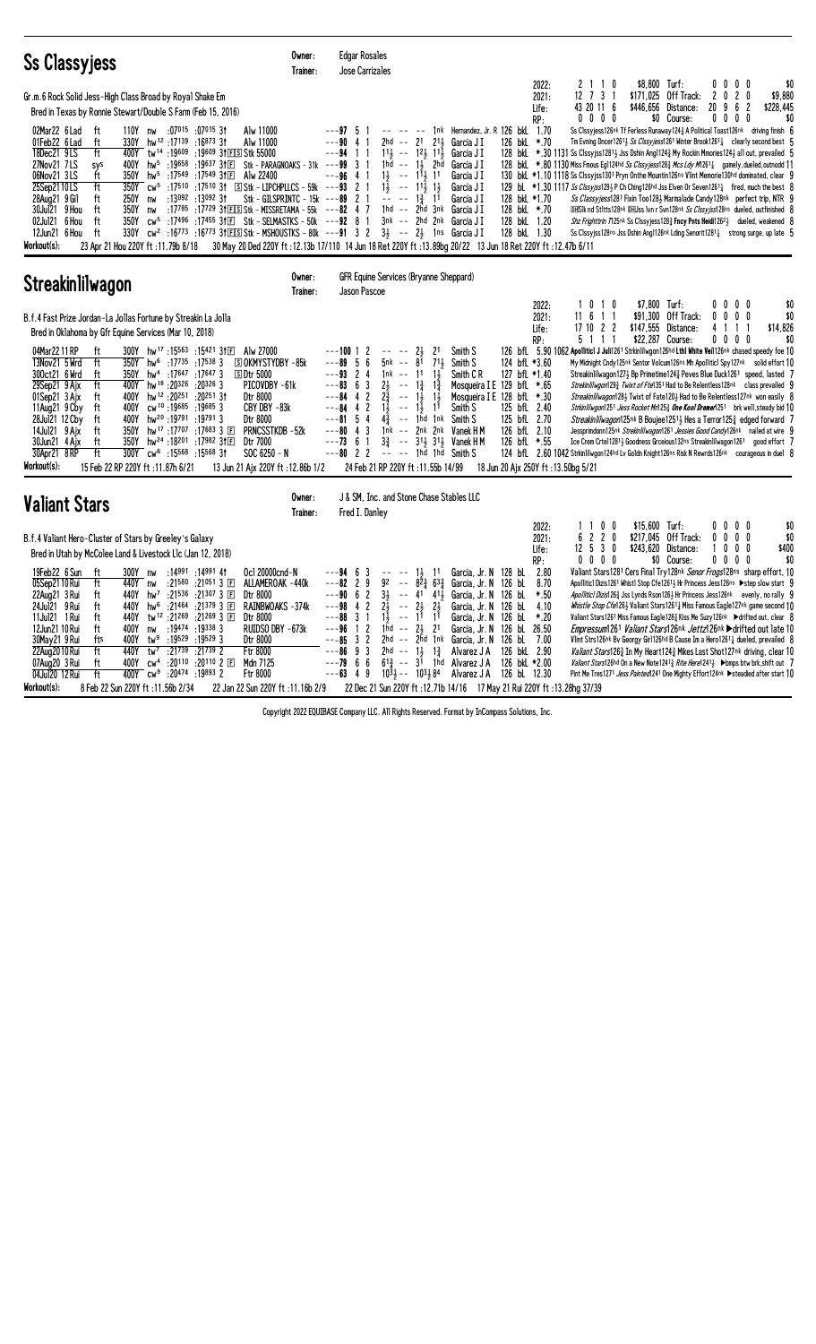## Ss Classyjess

Owner: Edgar Rosales
Trainer: Jose Carrizales

Gr.m.6 Rock Solid Jess-High Class Broad by Royal Shake Em
Bred in Texas by Ronnie Stewart/Double S Farm (Feb 15, 2016)

| | | | | | | |
|---|---|---|---|---|---|---|
| 2022: | 2 1 1 0 | $8,800 | Turf: | 0 0 0 0 | $0 |
| 2021: | 12 7 3 1 | $171,025 | Off Track: | 2 0 2 0 | $9,880 |
| Life: | 43 20 11 6 | $446,656 | Distance: | 20 9 6 2 | $228,445 |
| RP: | 0 0 0 0 | $0 | Course: | 0 0 0 0 | $0 |

```
02Mar22 6 Lad   ft  110Y nw   :07015 :07015 3↑   Alw 11000           ---97 5 1   -- -- -- 1nk  Hernandez, Jr. R 126 bkL 1.70   Ss Clssyjess126nk Tf Ferless Runaway124¾ A Political Toast126nk   driving finish 6
01Feb22 6 Lad   ft  330Y hw12 :17139 :16873 3↑   Alw 11000           ---90 4 1   2hd -- 21 21½  Garcia J I  126 bkL *.70   Tm Evning Dncer126¹½ Ss Clssyjess1261 Winter Brook1261¼   clearly second best 5
18Dec21 9 LS    ft  400Y tw14 :19609 :19609 3↑[F][S] Stk 55000      ---94 1 1   11½ -- 12½ 11½ Garcia J I  128 bkL *.30 1131 Ss Clssyjss128¹½ Jss Dshin Angl124¾ My Rockin Mmories124¾ all out, prevailed 5
27Nov21 7 LS    sys 400Y hw5  :19658 :19637 31[F] Stk - PARAGNOAKS - 31k ---99 3 1   1hd -- 1½ 2hd  Garcia J I  128 bkL *.80 1130 Miss Fmous Egl124hd Ss Clssyjess128¾ Mcs Ldy M1261¼   gamely, dueled, outnodd 11
06Nov21 3 LS    ft  350Y hw5  :17549 :17549 31[F] Alw 22400          ---96 4 1   1½ -- 11½ 11  Garcia J I  130 bkL *1.10 1118 Ss Clssyjss1301 Pryn Onthe Mountn126ns Vlint Memorie130hd dominated, clear 9
25Sep21 10 LS   ft  350Y cw5  :17510 :17510 3↑ [S] Stk - LIPCHPLLCS - 59k ---93 2 1   1½ -- 11½ 1½  Garcia J I  129 bL *1.30 1117 Ss Clssyjss129½ P Ch Ching126hd Jss Elven Or Seven1261¼   fired, much the best 8
28Aug21 9 Gil   ft  250Y nw   :13092 :13092 3↑   Stk - GILSPRINTC - 15k ---89 2 1   -- -- 1¾ 11  Garcia J I  128 bkL *1.70   Ss Clssyjess1281 Fixin Too128¾ Marmalade Candy128nk   perfect trip, NTR 9
30Jul21 9 Hou   ft  350Y nw   :17785 :17729 31[F][S] Stk - MISSRETAMA - 55k ---82 4 7   1hd -- 2hd 3nk Garcia J I  128 bkL *.70   [D]HSlk nd Stltts128nk [D]HJss lvn r Svn128nk Ss Clssyjss128ns dueled, outfinished 8
02Jul21 6 Hou   ft  350Y cw5  :17496 :17455 31[F]   Stk - SELMASTKS - 50k ---92 8 1   3nk -- 2hd 2nk Garcia J I  128 bkL 1.20   Shz Frghttrn 1125nk Ss Clssyjess128¾ Fncy Pnts Heidi126²½   dueled, weakened 8
12Jun21 6 Hou   ft  330Y cw2  :16773 :16773 31[F][S] Stk - MSHOUSTKS - 80k ---91 3 2   3½ -- 2½ 1ns Garcia J I  128 bkL 1.30   Ss Clssyjss128ns Jss Dshin Angl126nk Lding Senorit1281¼   strong surge, up late 5
```

Workout(s): 23 Apr 21 Hou 220Y ft :11.79b 8/18   30 May 20 Ded 220Y ft :12.13b 17/110   14 Jun 18 Ret 220Y ft :13.89bg 20/22   13 Jun 18 Ret 220Y ft :12.47b 6/11

## Streakinlilwagon

Owner: GFR Equine Services (Bryanne Sheppard)
Trainer: Jason Pascoe

B.f.4 Fast Prize Jordan-La Jollas Fortune by Streakin La Jolla
Bred in Oklahoma by Gfr Equine Services (Mar 10, 2018)

| | | | | | | |
|---|---|---|---|---|---|---|
| 2022: | 1 0 1 0 | $7,800 | Turf: | 0 0 0 0 | $0 |
| 2021: | 11 6 1 1 | $91,300 | Off Track: | 0 0 0 0 | $0 |
| Life: | 17 10 2 2 | $147,555 | Distance: | 4 1 1 1 | $14,826 |
| RP: | 5 1 1 1 | $22,287 | Course: | 0 0 0 0 | $0 |

```
04Mar22 11 RP   ft  300Y hw17 :15563 :15421 31[F] Alw 27000         ---100 1 2  -- -- 2½ 21   Smith S     126 bfL 5.90 1062 Apollticl J Juli1261 Strknlilwgon126hd Lthl White Veil126nk chased speedy foe 10
13Nov21 5 Wrd   ft  350Y hw6  :17735 :17538 3    [S] OKMYSTYDBY - 85k ---89 5 6  5nk -- 81 71½  Smith S     124 bfL *3.60   My Midnight Cndy125nk Sentor Volcum126ns Mh Apollticl Spy127nk   solid effort 10
30Oct21 6 Wrd   ft  350Y hw4  :17647 :17647 3    [S] Dtr 5000      ---93 2 4  1nk -- 11 1½   Smith C R   127 bfL *1.40   Streakinlilwagon127½ Bp Primetime124¾ Peves Blue Duck1261 speed, lasted 7
29Sep21 9 Ajx   ft  400Y hw18 :20326 :20326 3    PICOVDBY - 61k  ---83 6 3  2½ -- 1¾ 1¾   Mosqueira I E 129 bfL *.65   Streakinlilwagon129¾ Twixt of Fte1351 Had to Be Relentless128nk   class prevailed 9
01Sep21 3 Ajx   ft  400Y hw12 :20251 :20251 3↑   Dtr 8000        ---84 4 2  2¾ -- 1½ 1½   Mosqueira I E 128 bfL *.30   Streakinlilwagon128½ Twixt of Fate120¾ Had to Be Relentless127nk won easily 8
11Aug21 9 Cby   ft  400Y cw10 :19685 :19685 3    CBY DBY - 83k   ---84 4 2  1½ -- 1½ 11   Smith S     125 bfL 2.40   Strknlilwgon1251 Jess Rocket Mn125¾ One Kool Dremer1251   brk well, steady bid 10
28Jul21 12 Cby  ft  400Y hw20 :19791 :19791 3    Dtr 8000        ---81 5 4  4½ -- 1hd 1nk  Smith S     125 bfL 2.70   Streakinlilwagon125nk B Boujee1251½ Has a Terror125¾ edged forward 7
14Jul21 9 Ajx   ft  350Y hw17 :17707 :17683 3 [F] PRNCSSTKDB - 52k ---80 4 3  1nk -- 2nk 2nk  Vanek H M   126 bfL 2.10   Jessprimdonn125nk Streakinlilwagon1261 Jessies Good Candy126nk   nailed at wire 9
30Jun21 4 Ajx   ft  350Y hw24 :18201 :17982 31[F] Dtr 7000        ---73 6 1  3¾ -- 31½ 31½ Vanek H M   126 bfL *.55   Ice Crem Crtel1281½ Goodness Grcelous132ns Streakinlilwagon1261   good effort 7
30Apr21 8 RP    ft  300Y cw6  :15568 :15568 3↑   SOC 6250 - N    ---80 2 2  -- -- 1hd 1hd  Smith S     124 bfL 2.60 1042 Strknlilwgon124hd Lv Goldn Knight126ns Risk N Rewrds126nk courageous in duel 8
```

Workout(s): 15 Feb 22 RP 220Y ft :11.87h 6/21   13 Jun 21 Ajx 220Y ft :12.86b 1/2   24 Feb 21 RP 220Y ft :11.55b 14/99   18 Jun 20 Ajx 250Y ft :13.50bg 5/21

## Valiant Stars

Owner: J & SM, Inc. and Stone Chase Stables LLC
Trainer: Fred I. Danley

B.f.4 Valiant Hero-Cluster of Stars by Greeley's Galaxy
Bred in Utah by McColee Land & Livestock Llc (Jan 12, 2018)

| | | | | | | |
|---|---|---|---|---|---|---|
| 2022: | 1 1 0 0 | $15,600 | Turf: | 0 0 0 0 | $0 |
| 2021: | 6 2 2 0 | $217,045 | Off Track: | 0 0 0 0 | $0 |
| Life: | 12 5 3 0 | $243,620 | Distance: | 1 0 0 0 | $400 |
| RP: | 0 0 0 0 | $0 | Course: | 0 0 0 0 | $0 |

```
19Feb22 6 Sun   ft  300Y nw   :14991 :14991 4↑   Ocl 20000cnd-N    ---94 6 3  -- -- 1½ 11   Garcia, Jr. N 128 bL 2.80   Valiant Stars1281 Cers Final Try128nk Senor Frogs128ns sharp effort, 10
05Sep21 10 Rui  ft  440Y nw   :21580 :21051 3 [F] ALLAMEROAK - 440k ---82 2 9  92 -- 82¾ 63¾  Garcia, Jr. N 126 bL 8.70   Apollticl Dzis1261 Whist! Stop Cfe126¹½ Hr Princess Jess126ns ►step slow start 9
22Aug21 3 Rui   ft  440Y hw7  :21536 :21307 3 [F] Dtr 8000         ---90 6 2  3½ -- 41 41½  Garcia, Jr. N 126 bL *.50   Apollticl Dzis126¾ Jss Lynds Rson126½ Hr Princess Jess126nk   evenly, no rally 9
24Jul21 9 Rui   ft  440Y hw6  :21464 :21379 3 [F] RAINBWOAKS - 374k ---98 4 2  2½ -- 2½ 2½   Garcia, Jr. N 126 bL 4.10   Whistle Stop Cfe126½ Valiant Stars126¹½ Miss Famous Eagle127nk game second 10
11Jul21 1 Rui   ft  440Y tw12 :21269 :21269 3 [F] Dtr 8000         ---88 3 1  1½ -- 11 11   Garcia, Jr. N 126 bL *.20   Valiant Stars1261 Miss Famous Eagle128¾ Kiss Me Suzy126nk ►drifted out, clear 8
12Jun21 10 Rui  ft  400Y nw   :19474 :19338 3    RUIDSO DBY - 673k ---96 1 2  1hd -- 2½ 21   Garcia, Jr. N 126 bL 26.50   Empressum1261 Valiant Stars126nk Jettz126nk ►drifted out late 10
30May21 9 Rui   fts 400Y tw9  :19529 :19529 3    Dtr 8000          ---85 3 2  2hd -- 2hd 1nk Garcia, Jr. N 126 bL 7.00   Vlnt Strs126nk Bv Georgy Girl126hd B Cause Im a Hero1261¼ dueled, prevailed 8
22Aug20 10 Rui  ft  440Y tw7  :21739 :21739 2    Ftr 8000          ---86 9 3  2hd -- 1½ 1¾   Alvarez J A  126 bkL 2.90   Valiant Stars126¾ In My Heart124¾ Mikes Last Shot127nk driving, clear 10
07Aug20 3 Rui   ft  400Y cw4  :20110 :20110 2 [F] Mdn 7125         ---79 6 6  61¾ -- 31 1hd  Alvarez J A  126 bkL *2.00   Valiant Stars126hd On a New Note1241¾ Rite Here1241¼ ►bmps btw brk, shift out 7
04Jul20 12 Rui  ft  400Y cw9  :20474 :19893 2    Ftr 8000          ---63 4 9  103½ -- 103½ 84 Alvarez J A  126 bL 12.30   Pint Me Tres1271 Jess Painted1241 One Mighty Effort124nk ►steadied after start 10
```

Workout(s): 8 Feb 22 Sun 220Y ft :11.56b 2/34   22 Jan 22 Sun 220Y ft :11.16b 2/9   22 Dec 21 Sun 220Y ft :12.71b 14/16   17 May 21 Rui 220Y ft :13.28hg 37/39

Copyright 2022 EQUIBASE Company LLC. All Rights Reserved. Format by InCompass Solutions, Inc.